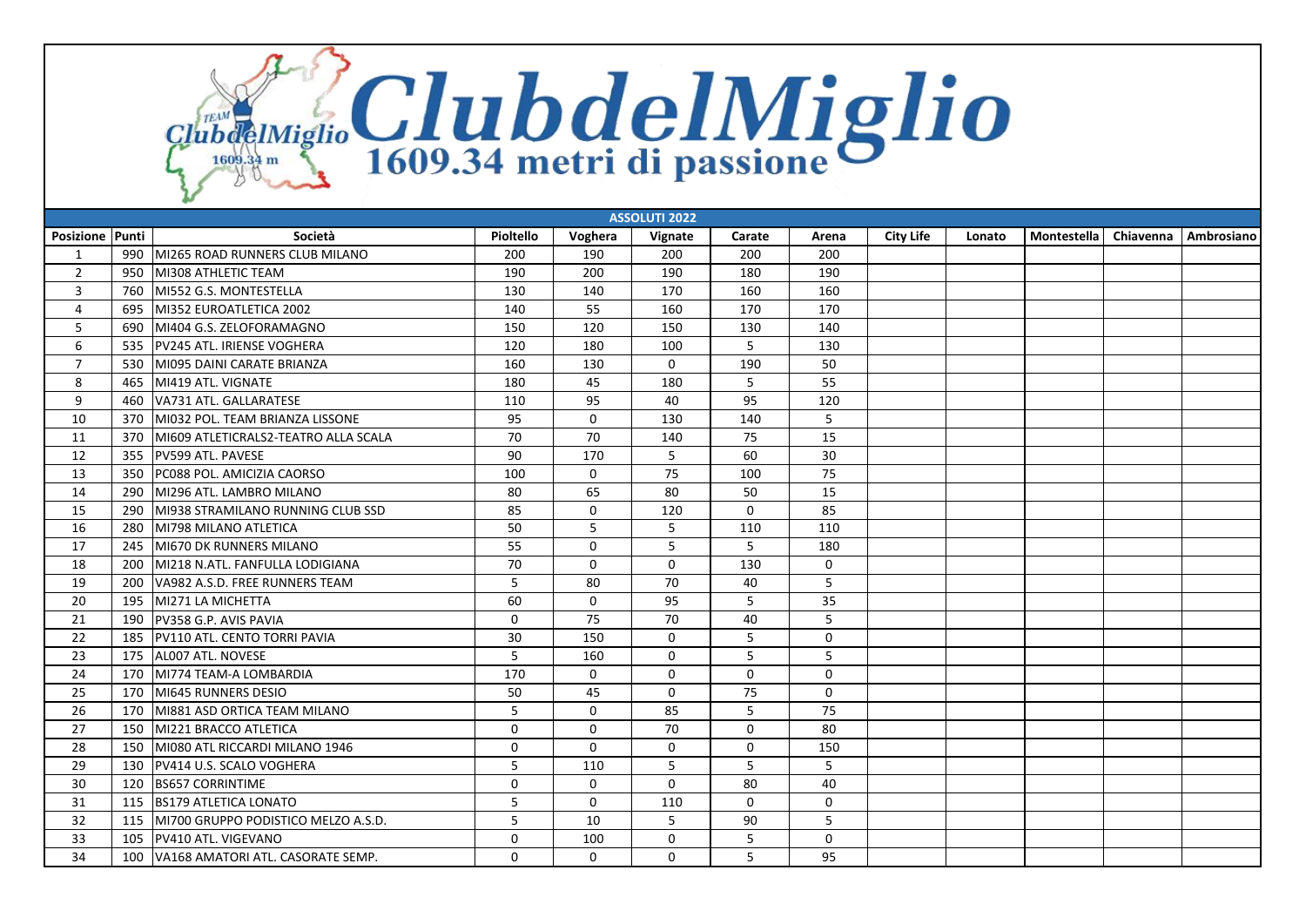# ClubdelMiglio

1609.34 metri di passione

| ASSOLUTI 2022 | | | | | | | | | | | | | |
|---|---|---|---|---|---|---|---|---|---|---|---|---|---|
| Posizione | Punti | Società | Pioltello | Voghera | Vignate | Carate | Arena | City Life | Lonato | Montestella | Chiavenna | Ambrosiano |
| 1 | 990 | MI265 ROAD RUNNERS CLUB MILANO | 200 | 190 | 200 | 200 | 200 | | | | | |
| 2 | 950 | MI308 ATHLETIC TEAM | 190 | 200 | 190 | 180 | 190 | | | | | |
| 3 | 760 | MI552 G.S. MONTESTELLA | 130 | 140 | 170 | 160 | 160 | | | | | |
| 4 | 695 | MI352 EUROATLETICA 2002 | 140 | 55 | 160 | 170 | 170 | | | | | |
| 5 | 690 | MI404 G.S. ZELOFORAMAGNO | 150 | 120 | 150 | 130 | 140 | | | | | |
| 6 | 535 | PV245 ATL. IRIENSE VOGHERA | 120 | 180 | 100 | 5 | 130 | | | | | |
| 7 | 530 | MI095 DAINI CARATE BRIANZA | 160 | 130 | 0 | 190 | 50 | | | | | |
| 8 | 465 | MI419 ATL. VIGNATE | 180 | 45 | 180 | 5 | 55 | | | | | |
| 9 | 460 | VA731 ATL. GALLARATESE | 110 | 95 | 40 | 95 | 120 | | | | | |
| 10 | 370 | MI032 POL. TEAM BRIANZA LISSONE | 95 | 0 | 130 | 140 | 5 | | | | | |
| 11 | 370 | MI609 ATLETICRALS2-TEATRO ALLA SCALA | 70 | 70 | 140 | 75 | 15 | | | | | |
| 12 | 355 | PV599 ATL. PAVESE | 90 | 170 | 5 | 60 | 30 | | | | | |
| 13 | 350 | PC088 POL. AMICIZIA CAORSO | 100 | 0 | 75 | 100 | 75 | | | | | |
| 14 | 290 | MI296 ATL. LAMBRO MILANO | 80 | 65 | 80 | 50 | 15 | | | | | |
| 15 | 290 | MI938 STRAMILANO RUNNING CLUB SSD | 85 | 0 | 120 | 0 | 85 | | | | | |
| 16 | 280 | MI798 MILANO ATLETICA | 50 | 5 | 5 | 110 | 110 | | | | | |
| 17 | 245 | MI670 DK RUNNERS MILANO | 55 | 0 | 5 | 5 | 180 | | | | | |
| 18 | 200 | MI218 N.ATL. FANFULLA LODIGIANA | 70 | 0 | 0 | 130 | 0 | | | | | |
| 19 | 200 | VA982 A.S.D. FREE RUNNERS TEAM | 5 | 80 | 70 | 40 | 5 | | | | | |
| 20 | 195 | MI271 LA MICHETTA | 60 | 0 | 95 | 5 | 35 | | | | | |
| 21 | 190 | PV358 G.P. AVIS PAVIA | 0 | 75 | 70 | 40 | 5 | | | | | |
| 22 | 185 | PV110 ATL. CENTO TORRI PAVIA | 30 | 150 | 0 | 5 | 0 | | | | | |
| 23 | 175 | AL007 ATL. NOVESE | 5 | 160 | 0 | 5 | 5 | | | | | |
| 24 | 170 | MI774 TEAM-A LOMBARDIA | 170 | 0 | 0 | 0 | 0 | | | | | |
| 25 | 170 | MI645 RUNNERS DESIO | 50 | 45 | 0 | 75 | 0 | | | | | |
| 26 | 170 | MI881 ASD ORTICA TEAM MILANO | 5 | 0 | 85 | 5 | 75 | | | | | |
| 27 | 150 | MI221 BRACCO ATLETICA | 0 | 0 | 70 | 0 | 80 | | | | | |
| 28 | 150 | MI080 ATL RICCARDI MILANO 1946 | 0 | 0 | 0 | 0 | 150 | | | | | |
| 29 | 130 | PV414 U.S. SCALO VOGHERA | 5 | 110 | 5 | 5 | 5 | | | | | |
| 30 | 120 | BS657 CORRINTIME | 0 | 0 | 0 | 80 | 40 | | | | | |
| 31 | 115 | BS179 ATLETICA LONATO | 5 | 0 | 110 | 0 | 0 | | | | | |
| 32 | 115 | MI700 GRUPPO PODISTICO MELZO A.S.D. | 5 | 10 | 5 | 90 | 5 | | | | | |
| 33 | 105 | PV410 ATL. VIGEVANO | 0 | 100 | 0 | 5 | 0 | | | | | |
| 34 | 100 | VA168 AMATORI ATL. CASORATE SEMP. | 0 | 0 | 0 | 5 | 95 | | | | | |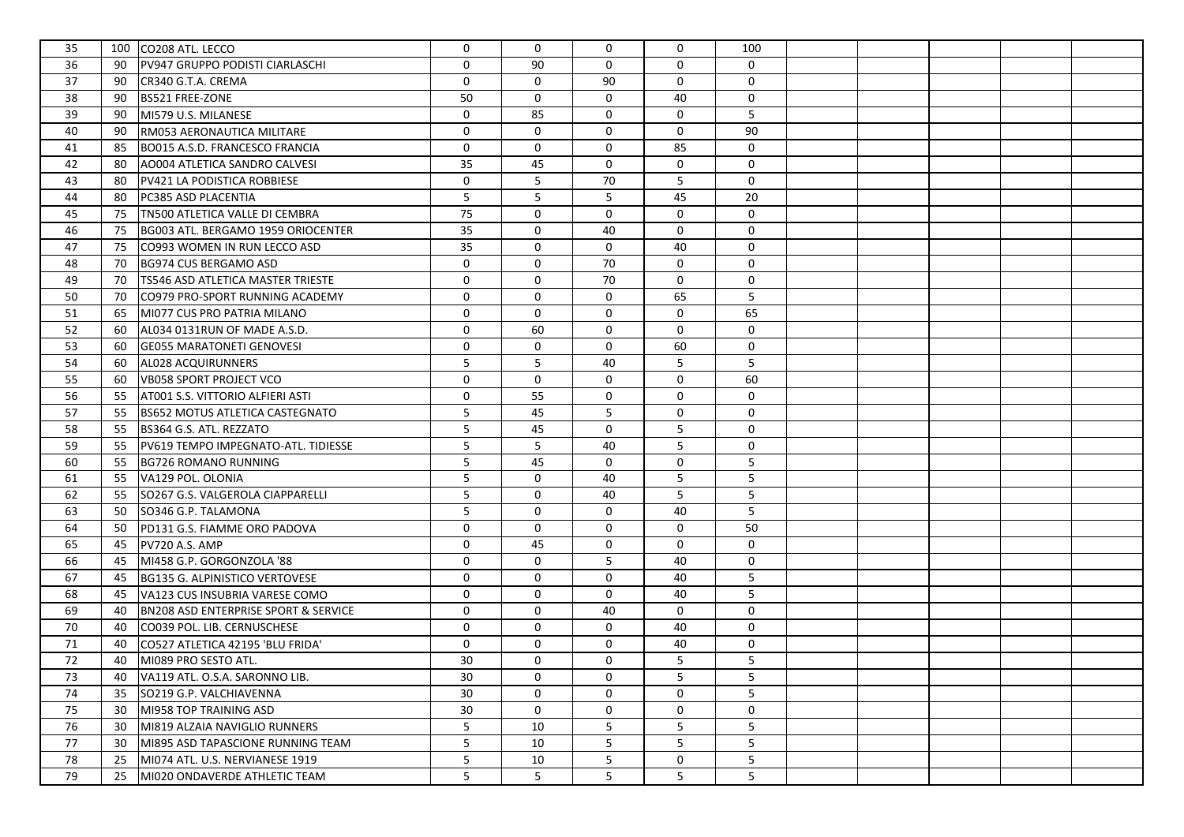| | | | | | | | | | | | | |
|---|---|---|---|---|---|---|---|---|---|---|---|---|
| 35 | 100 | CO208 ATL. LECCO | 0 | 0 | 0 | 0 | 100 | | | | | |
| 36 | 90 | PV947 GRUPPO PODISTI CIARLASCHI | 0 | 90 | 0 | 0 | 0 | | | | | |
| 37 | 90 | CR340 G.T.A. CREMA | 0 | 0 | 90 | 0 | 0 | | | | | |
| 38 | 90 | BS521 FREE-ZONE | 50 | 0 | 0 | 40 | 0 | | | | | |
| 39 | 90 | MI579 U.S. MILANESE | 0 | 85 | 0 | 0 | 5 | | | | | |
| 40 | 90 | RM053 AERONAUTICA MILITARE | 0 | 0 | 0 | 0 | 90 | | | | | |
| 41 | 85 | BO015 A.S.D. FRANCESCO FRANCIA | 0 | 0 | 0 | 85 | 0 | | | | | |
| 42 | 80 | AO004 ATLETICA SANDRO CALVESI | 35 | 45 | 0 | 0 | 0 | | | | | |
| 43 | 80 | PV421 LA PODISTICA ROBBIESE | 0 | 5 | 70 | 5 | 0 | | | | | |
| 44 | 80 | PC385 ASD PLACENTIA | 5 | 5 | 5 | 45 | 20 | | | | | |
| 45 | 75 | TN500 ATLETICA VALLE DI CEMBRA | 75 | 0 | 0 | 0 | 0 | | | | | |
| 46 | 75 | BG003 ATL. BERGAMO 1959 ORIOCENTER | 35 | 0 | 40 | 0 | 0 | | | | | |
| 47 | 75 | CO993 WOMEN IN RUN LECCO ASD | 35 | 0 | 0 | 40 | 0 | | | | | |
| 48 | 70 | BG974 CUS BERGAMO ASD | 0 | 0 | 70 | 0 | 0 | | | | | |
| 49 | 70 | TS546 ASD ATLETICA MASTER TRIESTE | 0 | 0 | 70 | 0 | 0 | | | | | |
| 50 | 70 | CO979 PRO-SPORT RUNNING ACADEMY | 0 | 0 | 0 | 65 | 5 | | | | | |
| 51 | 65 | MI077 CUS PRO PATRIA MILANO | 0 | 0 | 0 | 0 | 65 | | | | | |
| 52 | 60 | AL034 0131RUN OF MADE A.S.D. | 0 | 60 | 0 | 0 | 0 | | | | | |
| 53 | 60 | GE055 MARATONETI GENOVESI | 0 | 0 | 0 | 60 | 0 | | | | | |
| 54 | 60 | AL028 ACQUIRUNNERS | 5 | 5 | 40 | 5 | 5 | | | | | |
| 55 | 60 | VB058 SPORT PROJECT VCO | 0 | 0 | 0 | 0 | 60 | | | | | |
| 56 | 55 | AT001 S.S. VITTORIO ALFIERI ASTI | 0 | 55 | 0 | 0 | 0 | | | | | |
| 57 | 55 | BS652 MOTUS ATLETICA CASTEGNATO | 5 | 45 | 5 | 0 | 0 | | | | | |
| 58 | 55 | BS364 G.S. ATL. REZZATO | 5 | 45 | 0 | 5 | 0 | | | | | |
| 59 | 55 | PV619 TEMPO IMPEGNATO-ATL. TIDIESSE | 5 | 5 | 40 | 5 | 0 | | | | | |
| 60 | 55 | BG726 ROMANO RUNNING | 5 | 45 | 0 | 0 | 5 | | | | | |
| 61 | 55 | VA129 POL. OLONIA | 5 | 0 | 40 | 5 | 5 | | | | | |
| 62 | 55 | SO267 G.S. VALGEROLA CIAPPARELLI | 5 | 0 | 40 | 5 | 5 | | | | | |
| 63 | 50 | SO346 G.P. TALAMONA | 5 | 0 | 0 | 40 | 5 | | | | | |
| 64 | 50 | PD131 G.S. FIAMME ORO PADOVA | 0 | 0 | 0 | 0 | 50 | | | | | |
| 65 | 45 | PV720 A.S. AMP | 0 | 45 | 0 | 0 | 0 | | | | | |
| 66 | 45 | MI458 G.P. GORGONZOLA '88 | 0 | 0 | 5 | 40 | 0 | | | | | |
| 67 | 45 | BG135 G. ALPINISTICO VERTOVESE | 0 | 0 | 0 | 40 | 5 | | | | | |
| 68 | 45 | VA123 CUS INSUBRIA VARESE COMO | 0 | 0 | 0 | 40 | 5 | | | | | |
| 69 | 40 | BN208 ASD ENTERPRISE SPORT & SERVICE | 0 | 0 | 40 | 0 | 0 | | | | | |
| 70 | 40 | CO039 POL. LIB. CERNUSCHESE | 0 | 0 | 0 | 40 | 0 | | | | | |
| 71 | 40 | CO527 ATLETICA 42195 'BLU FRIDA' | 0 | 0 | 0 | 40 | 0 | | | | | |
| 72 | 40 | MI089 PRO SESTO ATL. | 30 | 0 | 0 | 5 | 5 | | | | | |
| 73 | 40 | VA119 ATL. O.S.A. SARONNO LIB. | 30 | 0 | 0 | 5 | 5 | | | | | |
| 74 | 35 | SO219 G.P. VALCHIAVENNA | 30 | 0 | 0 | 0 | 5 | | | | | |
| 75 | 30 | MI958 TOP TRAINING ASD | 30 | 0 | 0 | 0 | 0 | | | | | |
| 76 | 30 | MI819 ALZAIA NAVIGLIO RUNNERS | 5 | 10 | 5 | 5 | 5 | | | | | |
| 77 | 30 | MI895 ASD TAPASCIONE RUNNING TEAM | 5 | 10 | 5 | 5 | 5 | | | | | |
| 78 | 25 | MI074 ATL. U.S. NERVIANESE 1919 | 5 | 10 | 5 | 0 | 5 | | | | | |
| 79 | 25 | MI020 ONDAVERDE ATHLETIC TEAM | 5 | 5 | 5 | 5 | 5 | | | | | |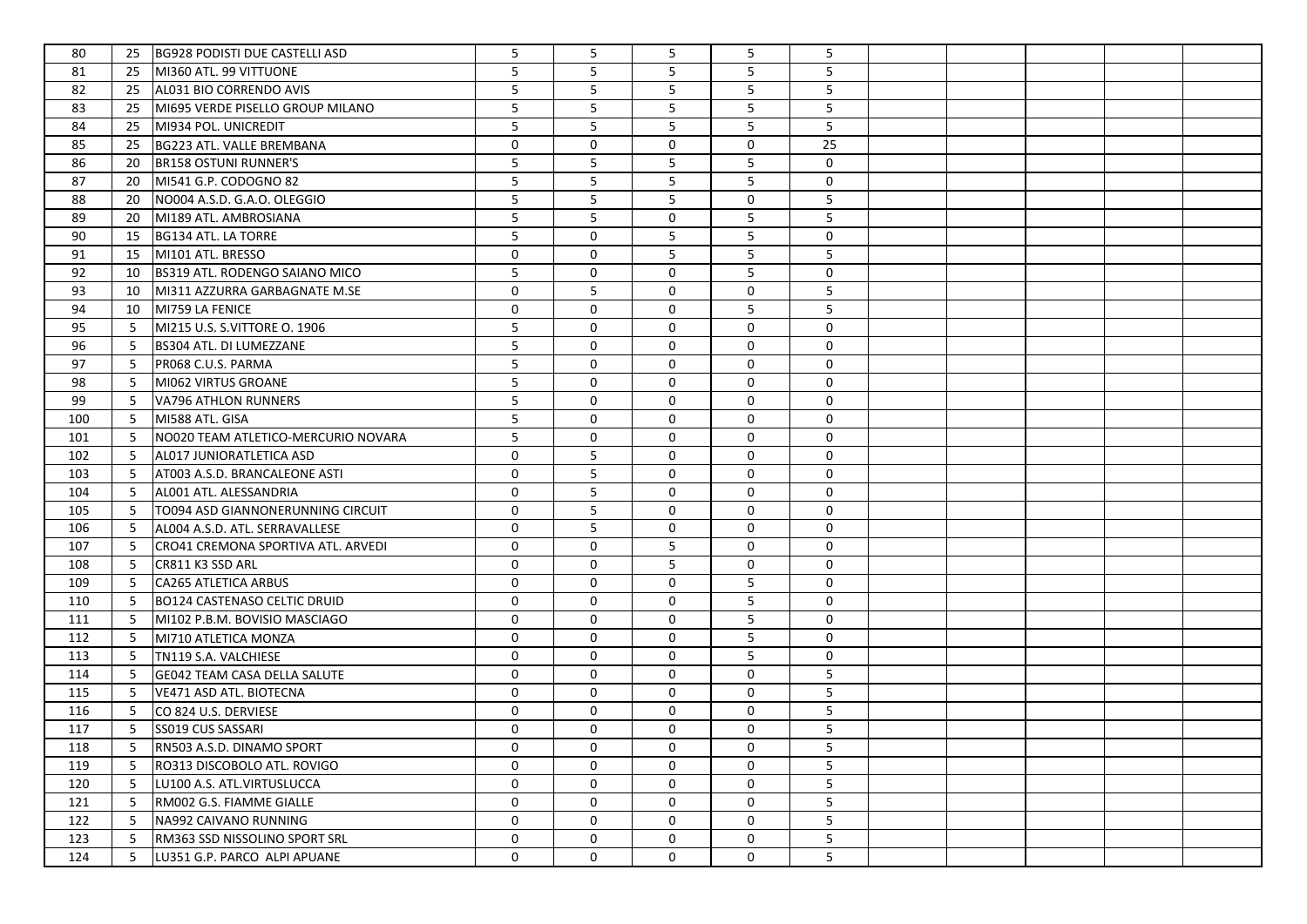|  |  |  |  |  |  |  |  |  |  |  |  |  |
|---|---|---|---|---|---|---|---|---|---|---|---|---|
| 80 | 25 | BG928 PODISTI DUE CASTELLI ASD | 5 | 5 | 5 | 5 | 5 |  |  |  |  |  |
| 81 | 25 | MI360 ATL. 99 VITTUONE | 5 | 5 | 5 | 5 | 5 |  |  |  |  |  |
| 82 | 25 | AL031 BIO CORRENDO AVIS | 5 | 5 | 5 | 5 | 5 |  |  |  |  |  |
| 83 | 25 | MI695 VERDE PISELLO GROUP MILANO | 5 | 5 | 5 | 5 | 5 |  |  |  |  |  |
| 84 | 25 | MI934 POL. UNICREDIT | 5 | 5 | 5 | 5 | 5 |  |  |  |  |  |
| 85 | 25 | BG223 ATL. VALLE BREMBANA | 0 | 0 | 0 | 0 | 25 |  |  |  |  |  |
| 86 | 20 | BR158 OSTUNI RUNNER'S | 5 | 5 | 5 | 5 | 0 |  |  |  |  |  |
| 87 | 20 | MI541 G.P. CODOGNO 82 | 5 | 5 | 5 | 5 | 0 |  |  |  |  |  |
| 88 | 20 | NO004 A.S.D. G.A.O. OLEGGIO | 5 | 5 | 5 | 0 | 5 |  |  |  |  |  |
| 89 | 20 | MI189 ATL. AMBROSIANA | 5 | 5 | 0 | 5 | 5 |  |  |  |  |  |
| 90 | 15 | BG134 ATL. LA TORRE | 5 | 0 | 5 | 5 | 0 |  |  |  |  |  |
| 91 | 15 | MI101 ATL. BRESSO | 0 | 0 | 5 | 5 | 5 |  |  |  |  |  |
| 92 | 10 | BS319 ATL. RODENGO SAIANO MICO | 5 | 0 | 0 | 5 | 0 |  |  |  |  |  |
| 93 | 10 | MI311 AZZURRA GARBAGNATE M.SE | 0 | 5 | 0 | 0 | 5 |  |  |  |  |  |
| 94 | 10 | MI759 LA FENICE | 0 | 0 | 0 | 5 | 5 |  |  |  |  |  |
| 95 | 5 | MI215 U.S. S.VITTORE O. 1906 | 5 | 0 | 0 | 0 | 0 |  |  |  |  |  |
| 96 | 5 | BS304 ATL. DI LUMEZZANE | 5 | 0 | 0 | 0 | 0 |  |  |  |  |  |
| 97 | 5 | PR068 C.U.S. PARMA | 5 | 0 | 0 | 0 | 0 |  |  |  |  |  |
| 98 | 5 | MI062 VIRTUS GROANE | 5 | 0 | 0 | 0 | 0 |  |  |  |  |  |
| 99 | 5 | VA796 ATHLON RUNNERS | 5 | 0 | 0 | 0 | 0 |  |  |  |  |  |
| 100 | 5 | MI588 ATL. GISA | 5 | 0 | 0 | 0 | 0 |  |  |  |  |  |
| 101 | 5 | NO020 TEAM ATLETICO-MERCURIO NOVARA | 5 | 0 | 0 | 0 | 0 |  |  |  |  |  |
| 102 | 5 | AL017 JUNIORATLETICA ASD | 0 | 5 | 0 | 0 | 0 |  |  |  |  |  |
| 103 | 5 | AT003 A.S.D. BRANCALEONE ASTI | 0 | 5 | 0 | 0 | 0 |  |  |  |  |  |
| 104 | 5 | AL001 ATL. ALESSANDRIA | 0 | 5 | 0 | 0 | 0 |  |  |  |  |  |
| 105 | 5 | TO094 ASD GIANNONERUNNING CIRCUIT | 0 | 5 | 0 | 0 | 0 |  |  |  |  |  |
| 106 | 5 | AL004 A.S.D. ATL. SERRAVALLESE | 0 | 5 | 0 | 0 | 0 |  |  |  |  |  |
| 107 | 5 | CRO41 CREMONA SPORTIVA ATL. ARVEDI | 0 | 0 | 5 | 0 | 0 |  |  |  |  |  |
| 108 | 5 | CR811 K3 SSD ARL | 0 | 0 | 5 | 0 | 0 |  |  |  |  |  |
| 109 | 5 | CA265 ATLETICA ARBUS | 0 | 0 | 0 | 5 | 0 |  |  |  |  |  |
| 110 | 5 | BO124 CASTENASO CELTIC DRUID | 0 | 0 | 0 | 5 | 0 |  |  |  |  |  |
| 111 | 5 | MI102 P.B.M. BOVISIO MASCIAGO | 0 | 0 | 0 | 5 | 0 |  |  |  |  |  |
| 112 | 5 | MI710 ATLETICA MONZA | 0 | 0 | 0 | 5 | 0 |  |  |  |  |  |
| 113 | 5 | TN119 S.A. VALCHIESE | 0 | 0 | 0 | 5 | 0 |  |  |  |  |  |
| 114 | 5 | GE042 TEAM CASA DELLA SALUTE | 0 | 0 | 0 | 0 | 5 |  |  |  |  |  |
| 115 | 5 | VE471 ASD ATL. BIOTECNA | 0 | 0 | 0 | 0 | 5 |  |  |  |  |  |
| 116 | 5 | CO 824 U.S. DERVIESE | 0 | 0 | 0 | 0 | 5 |  |  |  |  |  |
| 117 | 5 | SS019 CUS SASSARI | 0 | 0 | 0 | 0 | 5 |  |  |  |  |  |
| 118 | 5 | RN503 A.S.D. DINAMO SPORT | 0 | 0 | 0 | 0 | 5 |  |  |  |  |  |
| 119 | 5 | RO313 DISCOBOLO ATL. ROVIGO | 0 | 0 | 0 | 0 | 5 |  |  |  |  |  |
| 120 | 5 | LU100 A.S. ATL.VIRTUSLUCCA | 0 | 0 | 0 | 0 | 5 |  |  |  |  |  |
| 121 | 5 | RM002 G.S. FIAMME GIALLE | 0 | 0 | 0 | 0 | 5 |  |  |  |  |  |
| 122 | 5 | NA992 CAIVANO RUNNING | 0 | 0 | 0 | 0 | 5 |  |  |  |  |  |
| 123 | 5 | RM363 SSD NISSOLINO SPORT SRL | 0 | 0 | 0 | 0 | 5 |  |  |  |  |  |
| 124 | 5 | LU351 G.P. PARCO ALPI APUANE | 0 | 0 | 0 | 0 | 5 |  |  |  |  |  |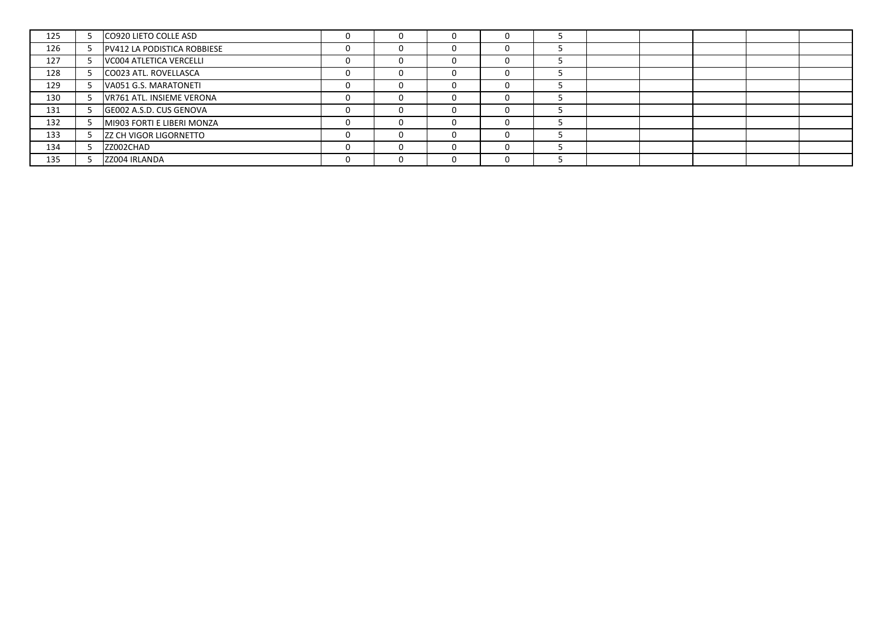| | | | | | | | | | | | | |
|---|---|---|---|---|---|---|---|---|---|---|---|---|
| 125 | 5 | CO920 LIETO COLLE ASD | 0 | 0 | 0 | 0 | 5 | | | | | |
| 126 | 5 | PV412 LA PODISTICA ROBBIESE | 0 | 0 | 0 | 0 | 5 | | | | | |
| 127 | 5 | VC004 ATLETICA VERCELLI | 0 | 0 | 0 | 0 | 5 | | | | | |
| 128 | 5 | CO023 ATL. ROVELLASCA | 0 | 0 | 0 | 0 | 5 | | | | | |
| 129 | 5 | VA051 G.S. MARATONETI | 0 | 0 | 0 | 0 | 5 | | | | | |
| 130 | 5 | VR761 ATL. INSIEME VERONA | 0 | 0 | 0 | 0 | 5 | | | | | |
| 131 | 5 | GE002 A.S.D. CUS GENOVA | 0 | 0 | 0 | 0 | 5 | | | | | |
| 132 | 5 | MI903 FORTI E LIBERI MONZA | 0 | 0 | 0 | 0 | 5 | | | | | |
| 133 | 5 | ZZ CH VIGOR LIGORNETTO | 0 | 0 | 0 | 0 | 5 | | | | | |
| 134 | 5 | ZZ002CHAD | 0 | 0 | 0 | 0 | 5 | | | | | |
| 135 | 5 | ZZ004 IRLANDA | 0 | 0 | 0 | 0 | 5 | | | | | |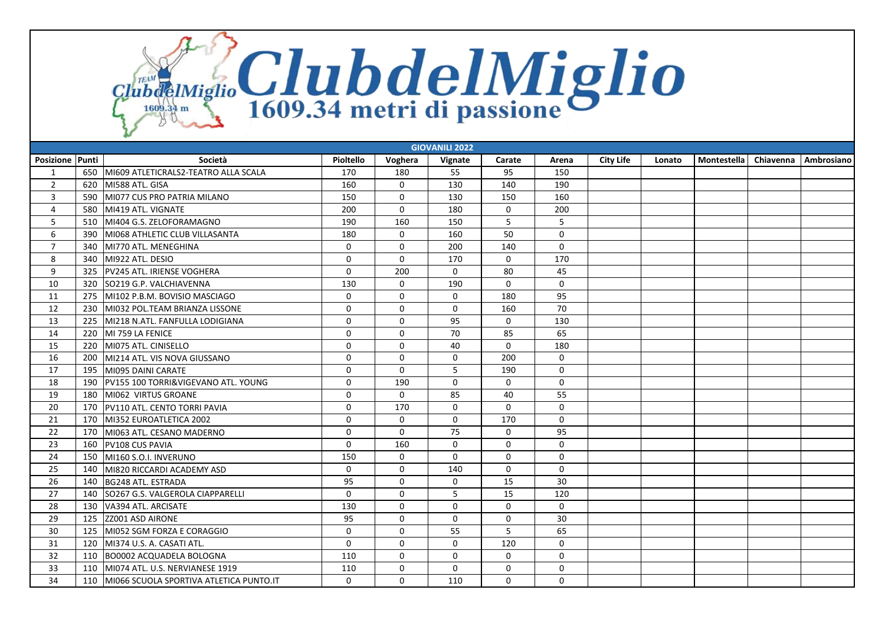# ClubdelMiglio

1609.34 metri di passione

| GIOVANILI 2022 | | | | | | | | | | | | | |
|---|---|---|---|---|---|---|---|---|---|---|---|---|---|
| Posizione | Punti | Società | Pioltello | Voghera | Vignate | Carate | Arena | City Life | Lonato | Montestella | Chiavenna | Ambrosiano |
| 1 | 650 | MI609 ATLETICRALS2-TEATRO ALLA SCALA | 170 | 180 | 55 | 95 | 150 | | | | | |
| 2 | 620 | MI588 ATL. GISA | 160 | 0 | 130 | 140 | 190 | | | | | |
| 3 | 590 | MI077 CUS PRO PATRIA MILANO | 150 | 0 | 130 | 150 | 160 | | | | | |
| 4 | 580 | MI419 ATL. VIGNATE | 200 | 0 | 180 | 0 | 200 | | | | | |
| 5 | 510 | MI404 G.S. ZELOFORAMAGNO | 190 | 160 | 150 | 5 | 5 | | | | | |
| 6 | 390 | MI068 ATHLETIC CLUB VILLASANTA | 180 | 0 | 160 | 50 | 0 | | | | | |
| 7 | 340 | MI770 ATL. MENEGHINA | 0 | 0 | 200 | 140 | 0 | | | | | |
| 8 | 340 | MI922 ATL. DESIO | 0 | 0 | 170 | 0 | 170 | | | | | |
| 9 | 325 | PV245 ATL. IRIENSE VOGHERA | 0 | 200 | 0 | 80 | 45 | | | | | |
| 10 | 320 | SO219 G.P. VALCHIAVENNA | 130 | 0 | 190 | 0 | 0 | | | | | |
| 11 | 275 | MI102 P.B.M. BOVISIO MASCIAGO | 0 | 0 | 0 | 180 | 95 | | | | | |
| 12 | 230 | MI032 POL.TEAM BRIANZA LISSONE | 0 | 0 | 0 | 160 | 70 | | | | | |
| 13 | 225 | MI218 N.ATL. FANFULLA LODIGIANA | 0 | 0 | 95 | 0 | 130 | | | | | |
| 14 | 220 | MI 759 LA FENICE | 0 | 0 | 70 | 85 | 65 | | | | | |
| 15 | 220 | MI075 ATL. CINISELLO | 0 | 0 | 40 | 0 | 180 | | | | | |
| 16 | 200 | MI214 ATL. VIS NOVA GIUSSANO | 0 | 0 | 0 | 200 | 0 | | | | | |
| 17 | 195 | MI095 DAINI CARATE | 0 | 0 | 5 | 190 | 0 | | | | | |
| 18 | 190 | PV155 100 TORRI&VIGEVANO ATL. YOUNG | 0 | 190 | 0 | 0 | 0 | | | | | |
| 19 | 180 | MI062 VIRTUS GROANE | 0 | 0 | 85 | 40 | 55 | | | | | |
| 20 | 170 | PV110 ATL. CENTO TORRI PAVIA | 0 | 170 | 0 | 0 | 0 | | | | | |
| 21 | 170 | MI352 EUROATLETICA 2002 | 0 | 0 | 0 | 170 | 0 | | | | | |
| 22 | 170 | MI063 ATL. CESANO MADERNO | 0 | 0 | 75 | 0 | 95 | | | | | |
| 23 | 160 | PV108 CUS PAVIA | 0 | 160 | 0 | 0 | 0 | | | | | |
| 24 | 150 | MI160 S.O.I. INVERUNO | 150 | 0 | 0 | 0 | 0 | | | | | |
| 25 | 140 | MI820 RICCARDI ACADEMY ASD | 0 | 0 | 140 | 0 | 0 | | | | | |
| 26 | 140 | BG248 ATL. ESTRADA | 95 | 0 | 0 | 15 | 30 | | | | | |
| 27 | 140 | SO267 G.S. VALGEROLA CIAPPARELLI | 0 | 0 | 5 | 15 | 120 | | | | | |
| 28 | 130 | VA394 ATL. ARCISATE | 130 | 0 | 0 | 0 | 0 | | | | | |
| 29 | 125 | ZZ001 ASD AIRONE | 95 | 0 | 0 | 0 | 30 | | | | | |
| 30 | 125 | MI052 SGM FORZA E CORAGGIO | 0 | 0 | 55 | 5 | 65 | | | | | |
| 31 | 120 | MI374 U.S. A. CASATI ATL. | 0 | 0 | 0 | 120 | 0 | | | | | |
| 32 | 110 | BO0002 ACQUADELA BOLOGNA | 110 | 0 | 0 | 0 | 0 | | | | | |
| 33 | 110 | MI074 ATL. U.S. NERVIANESE 1919 | 110 | 0 | 0 | 0 | 0 | | | | | |
| 34 | 110 | MI066 SCUOLA SPORTIVA ATLETICA PUNTO.IT | 0 | 0 | 110 | 0 | 0 | | | | | |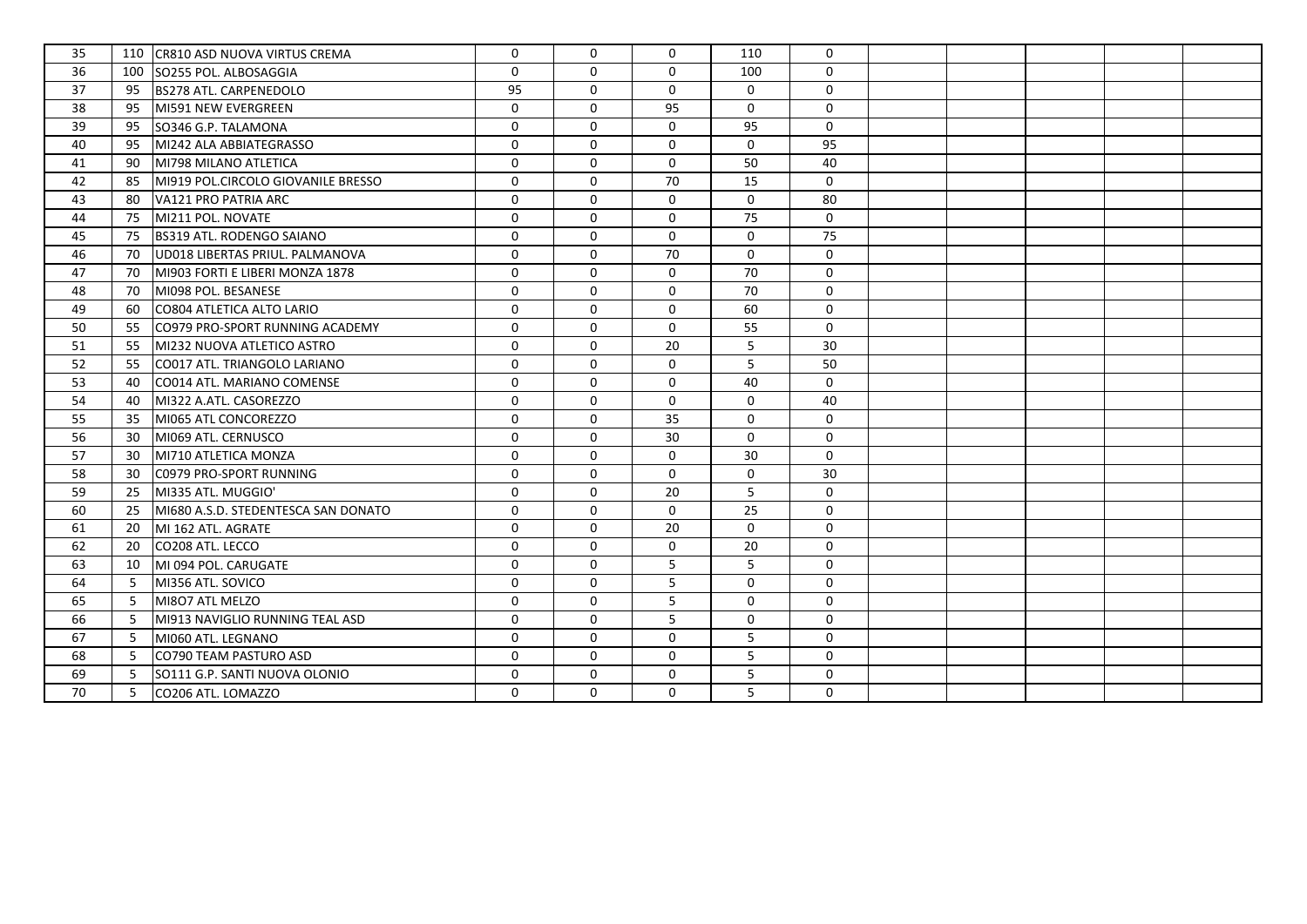| | | | | | | | | | | | | |
|---|---|---|---|---|---|---|---|---|---|---|---|---|
| 35 | 110 | CR810 ASD NUOVA VIRTUS CREMA | 0 | 0 | 0 | 110 | 0 | | | | | |
| 36 | 100 | SO255 POL. ALBOSAGGIA | 0 | 0 | 0 | 100 | 0 | | | | | |
| 37 | 95 | BS278 ATL. CARPENEDOLO | 95 | 0 | 0 | 0 | 0 | | | | | |
| 38 | 95 | MI591 NEW EVERGREEN | 0 | 0 | 95 | 0 | 0 | | | | | |
| 39 | 95 | SO346 G.P. TALAMONA | 0 | 0 | 0 | 95 | 0 | | | | | |
| 40 | 95 | MI242 ALA ABBIATEGRASSO | 0 | 0 | 0 | 0 | 95 | | | | | |
| 41 | 90 | MI798 MILANO ATLETICA | 0 | 0 | 0 | 50 | 40 | | | | | |
| 42 | 85 | MI919 POL.CIRCOLO GIOVANILE BRESSO | 0 | 0 | 70 | 15 | 0 | | | | | |
| 43 | 80 | VA121 PRO PATRIA ARC | 0 | 0 | 0 | 0 | 80 | | | | | |
| 44 | 75 | MI211 POL. NOVATE | 0 | 0 | 0 | 75 | 0 | | | | | |
| 45 | 75 | BS319 ATL. RODENGO SAIANO | 0 | 0 | 0 | 0 | 75 | | | | | |
| 46 | 70 | UD018 LIBERTAS PRIUL. PALMANOVA | 0 | 0 | 70 | 0 | 0 | | | | | |
| 47 | 70 | MI903 FORTI E LIBERI MONZA 1878 | 0 | 0 | 0 | 70 | 0 | | | | | |
| 48 | 70 | MI098 POL. BESANESE | 0 | 0 | 0 | 70 | 0 | | | | | |
| 49 | 60 | CO804 ATLETICA ALTO LARIO | 0 | 0 | 0 | 60 | 0 | | | | | |
| 50 | 55 | CO979 PRO-SPORT RUNNING ACADEMY | 0 | 0 | 0 | 55 | 0 | | | | | |
| 51 | 55 | MI232 NUOVA ATLETICO ASTRO | 0 | 0 | 20 | 5 | 30 | | | | | |
| 52 | 55 | CO017 ATL. TRIANGOLO LARIANO | 0 | 0 | 0 | 5 | 50 | | | | | |
| 53 | 40 | CO014 ATL. MARIANO COMENSE | 0 | 0 | 0 | 40 | 0 | | | | | |
| 54 | 40 | MI322 A.ATL. CASOREZZO | 0 | 0 | 0 | 0 | 40 | | | | | |
| 55 | 35 | MI065 ATL CONCOREZZO | 0 | 0 | 35 | 0 | 0 | | | | | |
| 56 | 30 | MI069 ATL. CERNUSCO | 0 | 0 | 30 | 0 | 0 | | | | | |
| 57 | 30 | MI710 ATLETICA MONZA | 0 | 0 | 0 | 30 | 0 | | | | | |
| 58 | 30 | C0979 PRO-SPORT RUNNING | 0 | 0 | 0 | 0 | 30 | | | | | |
| 59 | 25 | MI335 ATL. MUGGIO' | 0 | 0 | 20 | 5 | 0 | | | | | |
| 60 | 25 | MI680 A.S.D. STEDENTESCA SAN DONATO | 0 | 0 | 0 | 25 | 0 | | | | | |
| 61 | 20 | MI 162 ATL. AGRATE | 0 | 0 | 20 | 0 | 0 | | | | | |
| 62 | 20 | CO208 ATL. LECCO | 0 | 0 | 0 | 20 | 0 | | | | | |
| 63 | 10 | MI 094 POL. CARUGATE | 0 | 0 | 5 | 5 | 0 | | | | | |
| 64 | 5 | MI356 ATL. SOVICO | 0 | 0 | 5 | 0 | 0 | | | | | |
| 65 | 5 | MI8O7 ATL MELZO | 0 | 0 | 5 | 0 | 0 | | | | | |
| 66 | 5 | MI913 NAVIGLIO RUNNING TEAL ASD | 0 | 0 | 5 | 0 | 0 | | | | | |
| 67 | 5 | MI060 ATL. LEGNANO | 0 | 0 | 0 | 5 | 0 | | | | | |
| 68 | 5 | CO790 TEAM PASTURO ASD | 0 | 0 | 0 | 5 | 0 | | | | | |
| 69 | 5 | SO111 G.P. SANTI NUOVA OLONIO | 0 | 0 | 0 | 5 | 0 | | | | | |
| 70 | 5 | CO206 ATL. LOMAZZO | 0 | 0 | 0 | 5 | 0 | | | | | |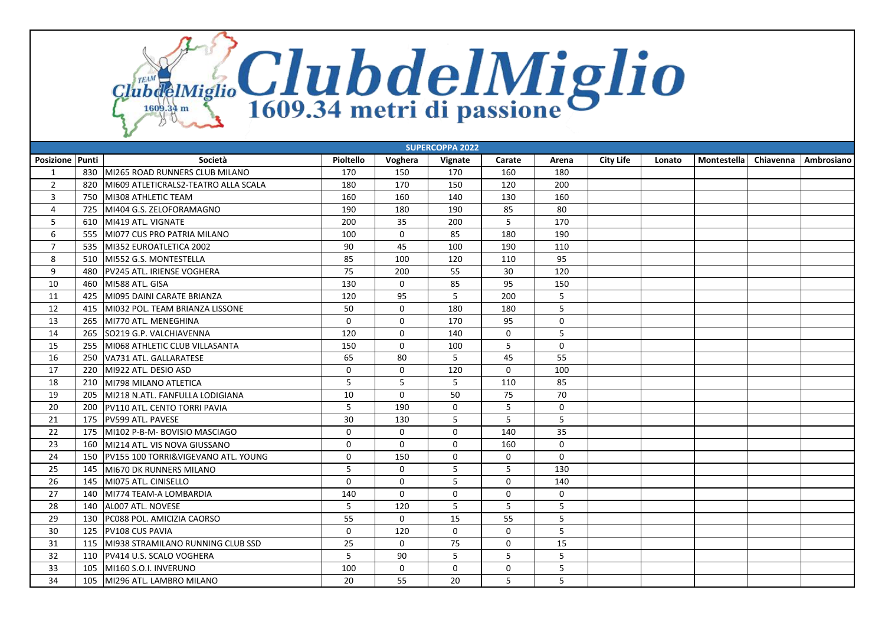# ClubdelMiglio

1609.34 metri di passione

| SUPERCOPPA 2022 | | | | | | | | | | | | | |
|---|---|---|---|---|---|---|---|---|---|---|---|---|---|
| Posizione | Punti | Società | Pioltello | Voghera | Vignate | Carate | Arena | City Life | Lonato | Montestella | Chiavenna | Ambrosiano |
| 1 | 830 | MI265 ROAD RUNNERS CLUB MILANO | 170 | 150 | 170 | 160 | 180 | | | | | |
| 2 | 820 | MI609 ATLETICRALS2-TEATRO ALLA SCALA | 180 | 170 | 150 | 120 | 200 | | | | | |
| 3 | 750 | MI308 ATHLETIC TEAM | 160 | 160 | 140 | 130 | 160 | | | | | |
| 4 | 725 | MI404 G.S. ZELOFORAMAGNO | 190 | 180 | 190 | 85 | 80 | | | | | |
| 5 | 610 | MI419 ATL. VIGNATE | 200 | 35 | 200 | 5 | 170 | | | | | |
| 6 | 555 | MI077 CUS PRO PATRIA MILANO | 100 | 0 | 85 | 180 | 190 | | | | | |
| 7 | 535 | MI352 EUROATLETICA 2002 | 90 | 45 | 100 | 190 | 110 | | | | | |
| 8 | 510 | MI552 G.S. MONTESTELLA | 85 | 100 | 120 | 110 | 95 | | | | | |
| 9 | 480 | PV245 ATL. IRIENSE VOGHERA | 75 | 200 | 55 | 30 | 120 | | | | | |
| 10 | 460 | MI588 ATL. GISA | 130 | 0 | 85 | 95 | 150 | | | | | |
| 11 | 425 | MI095 DAINI CARATE BRIANZA | 120 | 95 | 5 | 200 | 5 | | | | | |
| 12 | 415 | MI032 POL. TEAM BRIANZA LISSONE | 50 | 0 | 180 | 180 | 5 | | | | | |
| 13 | 265 | MI770 ATL. MENEGHINA | 0 | 0 | 170 | 95 | 0 | | | | | |
| 14 | 265 | SO219 G.P. VALCHIAVENNA | 120 | 0 | 140 | 0 | 5 | | | | | |
| 15 | 255 | MI068 ATHLETIC CLUB VILLASANTA | 150 | 0 | 100 | 5 | 0 | | | | | |
| 16 | 250 | VA731 ATL. GALLARATESE | 65 | 80 | 5 | 45 | 55 | | | | | |
| 17 | 220 | MI922 ATL. DESIO ASD | 0 | 0 | 120 | 0 | 100 | | | | | |
| 18 | 210 | MI798 MILANO ATLETICA | 5 | 5 | 5 | 110 | 85 | | | | | |
| 19 | 205 | MI218 N.ATL. FANFULLA LODIGIANA | 10 | 0 | 50 | 75 | 70 | | | | | |
| 20 | 200 | PV110 ATL. CENTO TORRI PAVIA | 5 | 190 | 0 | 5 | 0 | | | | | |
| 21 | 175 | PV599 ATL. PAVESE | 30 | 130 | 5 | 5 | 5 | | | | | |
| 22 | 175 | MI102 P-B-M- BOVISIO MASCIAGO | 0 | 0 | 0 | 140 | 35 | | | | | |
| 23 | 160 | MI214 ATL. VIS NOVA GIUSSANO | 0 | 0 | 0 | 160 | 0 | | | | | |
| 24 | 150 | PV155 100 TORRI&VIGEVANO ATL. YOUNG | 0 | 150 | 0 | 0 | 0 | | | | | |
| 25 | 145 | MI670 DK RUNNERS MILANO | 5 | 0 | 5 | 5 | 130 | | | | | |
| 26 | 145 | MI075 ATL. CINISELLO | 0 | 0 | 5 | 0 | 140 | | | | | |
| 27 | 140 | MI774 TEAM-A LOMBARDIA | 140 | 0 | 0 | 0 | 0 | | | | | |
| 28 | 140 | AL007 ATL. NOVESE | 5 | 120 | 5 | 5 | 5 | | | | | |
| 29 | 130 | PC088 POL. AMICIZIA CAORSO | 55 | 0 | 15 | 55 | 5 | | | | | |
| 30 | 125 | PV108 CUS PAVIA | 0 | 120 | 0 | 0 | 5 | | | | | |
| 31 | 115 | MI938 STRAMILANO RUNNING CLUB SSD | 25 | 0 | 75 | 0 | 15 | | | | | |
| 32 | 110 | PV414 U.S. SCALO VOGHERA | 5 | 90 | 5 | 5 | 5 | | | | | |
| 33 | 105 | MI160 S.O.I. INVERUNO | 100 | 0 | 0 | 0 | 5 | | | | | |
| 34 | 105 | MI296 ATL. LAMBRO MILANO | 20 | 55 | 20 | 5 | 5 | | | | | |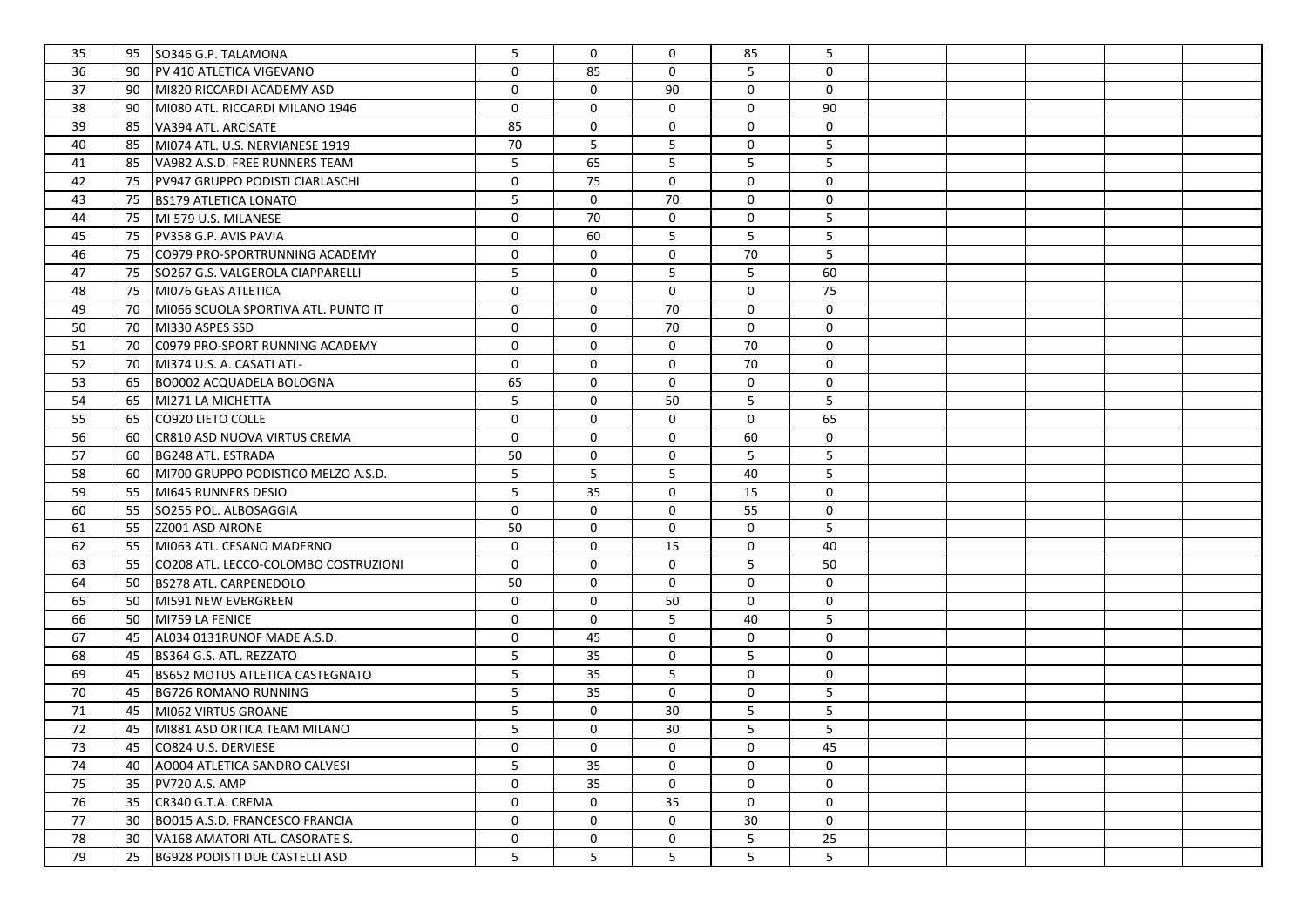| | | | | | | | | | | | | |
|---|---|---|---|---|---|---|---|---|---|---|---|---|
| 35 | 95 | SO346 G.P. TALAMONA | 5 | 0 | 0 | 85 | 5 | | | | | |
| 36 | 90 | PV 410 ATLETICA VIGEVANO | 0 | 85 | 0 | 5 | 0 | | | | | |
| 37 | 90 | MI820 RICCARDI ACADEMY ASD | 0 | 0 | 90 | 0 | 0 | | | | | |
| 38 | 90 | MI080 ATL. RICCARDI MILANO 1946 | 0 | 0 | 0 | 0 | 90 | | | | | |
| 39 | 85 | VA394 ATL. ARCISATE | 85 | 0 | 0 | 0 | 0 | | | | | |
| 40 | 85 | MI074 ATL. U.S. NERVIANESE 1919 | 70 | 5 | 5 | 0 | 5 | | | | | |
| 41 | 85 | VA982 A.S.D. FREE RUNNERS TEAM | 5 | 65 | 5 | 5 | 5 | | | | | |
| 42 | 75 | PV947 GRUPPO PODISTI CIARLASCHI | 0 | 75 | 0 | 0 | 0 | | | | | |
| 43 | 75 | BS179 ATLETICA LONATO | 5 | 0 | 70 | 0 | 0 | | | | | |
| 44 | 75 | MI 579 U.S. MILANESE | 0 | 70 | 0 | 0 | 5 | | | | | |
| 45 | 75 | PV358 G.P. AVIS PAVIA | 0 | 60 | 5 | 5 | 5 | | | | | |
| 46 | 75 | CO979 PRO-SPORTRUNNING ACADEMY | 0 | 0 | 0 | 70 | 5 | | | | | |
| 47 | 75 | SO267 G.S. VALGEROLA CIAPPARELLI | 5 | 0 | 5 | 5 | 60 | | | | | |
| 48 | 75 | MI076 GEAS ATLETICA | 0 | 0 | 0 | 0 | 75 | | | | | |
| 49 | 70 | MI066 SCUOLA SPORTIVA ATL. PUNTO IT | 0 | 0 | 70 | 0 | 0 | | | | | |
| 50 | 70 | MI330 ASPES SSD | 0 | 0 | 70 | 0 | 0 | | | | | |
| 51 | 70 | C0979 PRO-SPORT RUNNING ACADEMY | 0 | 0 | 0 | 70 | 0 | | | | | |
| 52 | 70 | MI374 U.S. A. CASATI ATL- | 0 | 0 | 0 | 70 | 0 | | | | | |
| 53 | 65 | BO0002 ACQUADELA BOLOGNA | 65 | 0 | 0 | 0 | 0 | | | | | |
| 54 | 65 | MI271 LA MICHETTA | 5 | 0 | 50 | 5 | 5 | | | | | |
| 55 | 65 | CO920 LIETO COLLE | 0 | 0 | 0 | 0 | 65 | | | | | |
| 56 | 60 | CR810 ASD NUOVA VIRTUS CREMA | 0 | 0 | 0 | 60 | 0 | | | | | |
| 57 | 60 | BG248 ATL. ESTRADA | 50 | 0 | 0 | 5 | 5 | | | | | |
| 58 | 60 | MI700 GRUPPO PODISTICO MELZO A.S.D. | 5 | 5 | 5 | 40 | 5 | | | | | |
| 59 | 55 | MI645 RUNNERS DESIO | 5 | 35 | 0 | 15 | 0 | | | | | |
| 60 | 55 | SO255 POL. ALBOSAGGIA | 0 | 0 | 0 | 55 | 0 | | | | | |
| 61 | 55 | ZZ001 ASD AIRONE | 50 | 0 | 0 | 0 | 5 | | | | | |
| 62 | 55 | MI063 ATL. CESANO MADERNO | 0 | 0 | 15 | 0 | 40 | | | | | |
| 63 | 55 | CO208 ATL. LECCO-COLOMBO COSTRUZIONI | 0 | 0 | 0 | 5 | 50 | | | | | |
| 64 | 50 | BS278 ATL. CARPENEDOLO | 50 | 0 | 0 | 0 | 0 | | | | | |
| 65 | 50 | MI591 NEW EVERGREEN | 0 | 0 | 50 | 0 | 0 | | | | | |
| 66 | 50 | MI759 LA FENICE | 0 | 0 | 5 | 40 | 5 | | | | | |
| 67 | 45 | AL034 0131RUNOF MADE A.S.D. | 0 | 45 | 0 | 0 | 0 | | | | | |
| 68 | 45 | BS364 G.S. ATL. REZZATO | 5 | 35 | 0 | 5 | 0 | | | | | |
| 69 | 45 | BS652 MOTUS ATLETICA CASTEGNATO | 5 | 35 | 5 | 0 | 0 | | | | | |
| 70 | 45 | BG726 ROMANO RUNNING | 5 | 35 | 0 | 0 | 5 | | | | | |
| 71 | 45 | MI062 VIRTUS GROANE | 5 | 0 | 30 | 5 | 5 | | | | | |
| 72 | 45 | MI881 ASD ORTICA TEAM MILANO | 5 | 0 | 30 | 5 | 5 | | | | | |
| 73 | 45 | CO824 U.S. DERVIESE | 0 | 0 | 0 | 0 | 45 | | | | | |
| 74 | 40 | AO004 ATLETICA SANDRO CALVESI | 5 | 35 | 0 | 0 | 0 | | | | | |
| 75 | 35 | PV720 A.S. AMP | 0 | 35 | 0 | 0 | 0 | | | | | |
| 76 | 35 | CR340 G.T.A. CREMA | 0 | 0 | 35 | 0 | 0 | | | | | |
| 77 | 30 | BO015 A.S.D. FRANCESCO FRANCIA | 0 | 0 | 0 | 30 | 0 | | | | | |
| 78 | 30 | VA168 AMATORI ATL. CASORATE S. | 0 | 0 | 0 | 5 | 25 | | | | | |
| 79 | 25 | BG928 PODISTI DUE CASTELLI ASD | 5 | 5 | 5 | 5 | 5 | | | | | |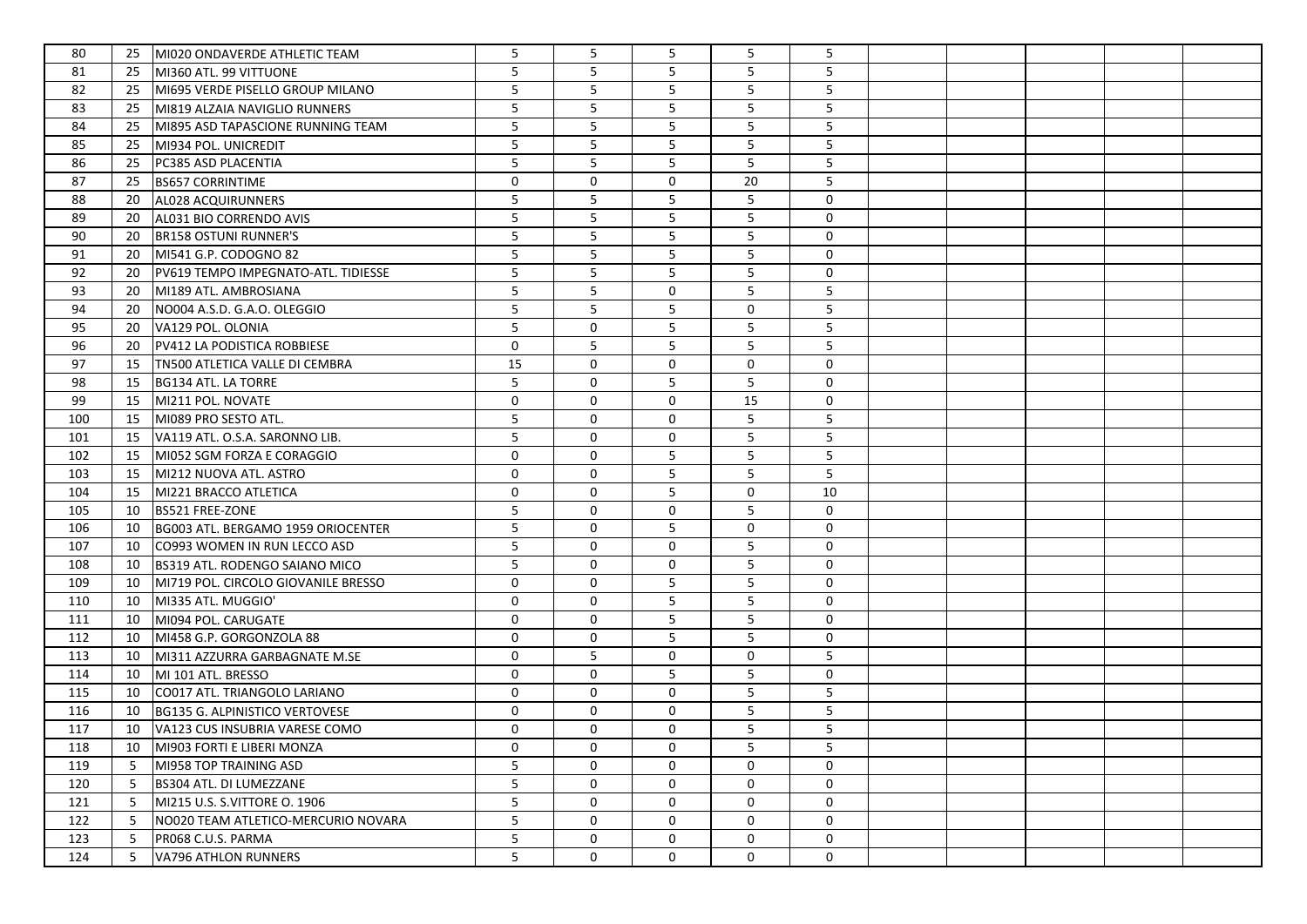| | | | | | | | | | | | | |
|---|---|---|---|---|---|---|---|---|---|---|---|---|
| 80 | 25 | MI020 ONDAVERDE ATHLETIC TEAM | 5 | 5 | 5 | 5 | 5 | | | | | |
| 81 | 25 | MI360 ATL. 99 VITTUONE | 5 | 5 | 5 | 5 | 5 | | | | | |
| 82 | 25 | MI695 VERDE PISELLO GROUP MILANO | 5 | 5 | 5 | 5 | 5 | | | | | |
| 83 | 25 | MI819 ALZAIA NAVIGLIO RUNNERS | 5 | 5 | 5 | 5 | 5 | | | | | |
| 84 | 25 | MI895 ASD TAPASCIONE RUNNING TEAM | 5 | 5 | 5 | 5 | 5 | | | | | |
| 85 | 25 | MI934 POL. UNICREDIT | 5 | 5 | 5 | 5 | 5 | | | | | |
| 86 | 25 | PC385 ASD PLACENTIA | 5 | 5 | 5 | 5 | 5 | | | | | |
| 87 | 25 | BS657 CORRINTIME | 0 | 0 | 0 | 20 | 5 | | | | | |
| 88 | 20 | AL028 ACQUIRUNNERS | 5 | 5 | 5 | 5 | 0 | | | | | |
| 89 | 20 | AL031 BIO CORRENDO AVIS | 5 | 5 | 5 | 5 | 0 | | | | | |
| 90 | 20 | BR158 OSTUNI RUNNER'S | 5 | 5 | 5 | 5 | 0 | | | | | |
| 91 | 20 | MI541 G.P. CODOGNO 82 | 5 | 5 | 5 | 5 | 0 | | | | | |
| 92 | 20 | PV619 TEMPO IMPEGNATO-ATL. TIDIESSE | 5 | 5 | 5 | 5 | 0 | | | | | |
| 93 | 20 | MI189 ATL. AMBROSIANA | 5 | 5 | 0 | 5 | 5 | | | | | |
| 94 | 20 | NO004 A.S.D. G.A.O. OLEGGIO | 5 | 5 | 5 | 0 | 5 | | | | | |
| 95 | 20 | VA129 POL. OLONIA | 5 | 0 | 5 | 5 | 5 | | | | | |
| 96 | 20 | PV412 LA PODISTICA ROBBIESE | 0 | 5 | 5 | 5 | 5 | | | | | |
| 97 | 15 | TN500 ATLETICA VALLE DI CEMBRA | 15 | 0 | 0 | 0 | 0 | | | | | |
| 98 | 15 | BG134 ATL. LA TORRE | 5 | 0 | 5 | 5 | 0 | | | | | |
| 99 | 15 | MI211 POL. NOVATE | 0 | 0 | 0 | 15 | 0 | | | | | |
| 100 | 15 | MI089 PRO SESTO ATL. | 5 | 0 | 0 | 5 | 5 | | | | | |
| 101 | 15 | VA119 ATL. O.S.A. SARONNO LIB. | 5 | 0 | 0 | 5 | 5 | | | | | |
| 102 | 15 | MI052 SGM FORZA E CORAGGIO | 0 | 0 | 5 | 5 | 5 | | | | | |
| 103 | 15 | MI212 NUOVA ATL. ASTRO | 0 | 0 | 5 | 5 | 5 | | | | | |
| 104 | 15 | MI221 BRACCO ATLETICA | 0 | 0 | 5 | 0 | 10 | | | | | |
| 105 | 10 | BS521 FREE-ZONE | 5 | 0 | 0 | 5 | 0 | | | | | |
| 106 | 10 | BG003 ATL. BERGAMO 1959 ORIOCENTER | 5 | 0 | 5 | 0 | 0 | | | | | |
| 107 | 10 | CO993 WOMEN IN RUN LECCO ASD | 5 | 0 | 0 | 5 | 0 | | | | | |
| 108 | 10 | BS319 ATL. RODENGO SAIANO MICO | 5 | 0 | 0 | 5 | 0 | | | | | |
| 109 | 10 | MI719 POL. CIRCOLO GIOVANILE BRESSO | 0 | 0 | 5 | 5 | 0 | | | | | |
| 110 | 10 | MI335 ATL. MUGGIO' | 0 | 0 | 5 | 5 | 0 | | | | | |
| 111 | 10 | MI094 POL. CARUGATE | 0 | 0 | 5 | 5 | 0 | | | | | |
| 112 | 10 | MI458 G.P. GORGONZOLA 88 | 0 | 0 | 5 | 5 | 0 | | | | | |
| 113 | 10 | MI311 AZZURRA GARBAGNATE M.SE | 0 | 5 | 0 | 0 | 5 | | | | | |
| 114 | 10 | MI 101 ATL. BRESSO | 0 | 0 | 5 | 5 | 0 | | | | | |
| 115 | 10 | CO017 ATL. TRIANGOLO LARIANO | 0 | 0 | 0 | 5 | 5 | | | | | |
| 116 | 10 | BG135 G. ALPINISTICO VERTOVESE | 0 | 0 | 0 | 5 | 5 | | | | | |
| 117 | 10 | VA123 CUS INSUBRIA VARESE COMO | 0 | 0 | 0 | 5 | 5 | | | | | |
| 118 | 10 | MI903 FORTI E LIBERI MONZA | 0 | 0 | 0 | 5 | 5 | | | | | |
| 119 | 5 | MI958 TOP TRAINING ASD | 5 | 0 | 0 | 0 | 0 | | | | | |
| 120 | 5 | BS304 ATL. DI LUMEZZANE | 5 | 0 | 0 | 0 | 0 | | | | | |
| 121 | 5 | MI215 U.S. S.VITTORE O. 1906 | 5 | 0 | 0 | 0 | 0 | | | | | |
| 122 | 5 | NO020 TEAM ATLETICO-MERCURIO NOVARA | 5 | 0 | 0 | 0 | 0 | | | | | |
| 123 | 5 | PR068 C.U.S. PARMA | 5 | 0 | 0 | 0 | 0 | | | | | |
| 124 | 5 | VA796 ATHLON RUNNERS | 5 | 0 | 0 | 0 | 0 | | | | | |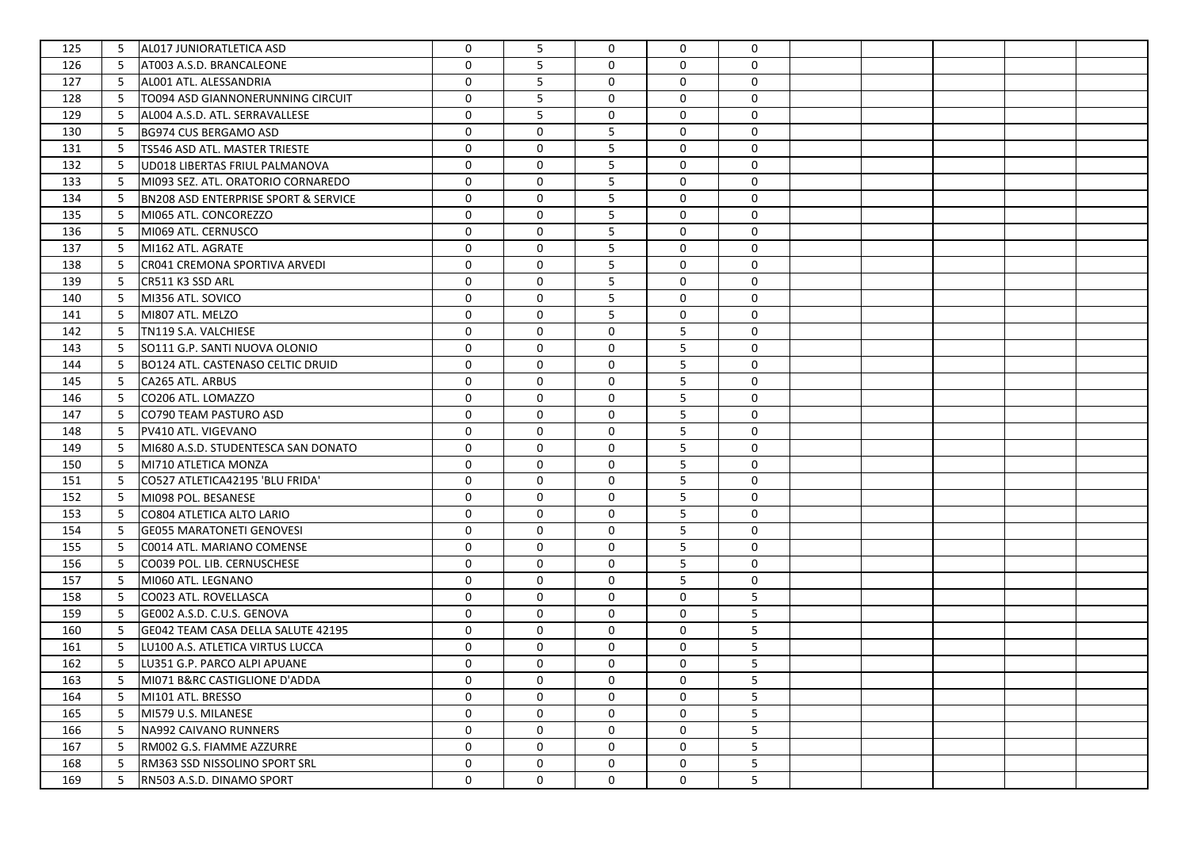| | | | | | | | | | | | | | |
|---|---|---|---|---|---|---|---|---|---|---|---|---|---|
| 125 | 5 | AL017 JUNIORATLETICA ASD | 0 | 5 | 0 | 0 | 0 | | | | | |
| 126 | 5 | AT003 A.S.D. BRANCALEONE | 0 | 5 | 0 | 0 | 0 | | | | | |
| 127 | 5 | AL001 ATL. ALESSANDRIA | 0 | 5 | 0 | 0 | 0 | | | | | |
| 128 | 5 | TO094 ASD GIANNONERUNNING CIRCUIT | 0 | 5 | 0 | 0 | 0 | | | | | |
| 129 | 5 | AL004 A.S.D. ATL. SERRAVALLESE | 0 | 5 | 0 | 0 | 0 | | | | | |
| 130 | 5 | BG974 CUS BERGAMO ASD | 0 | 0 | 5 | 0 | 0 | | | | | |
| 131 | 5 | TS546 ASD ATL. MASTER TRIESTE | 0 | 0 | 5 | 0 | 0 | | | | | |
| 132 | 5 | UD018 LIBERTAS FRIUL PALMANOVA | 0 | 0 | 5 | 0 | 0 | | | | | |
| 133 | 5 | MI093 SEZ. ATL. ORATORIO CORNAREDO | 0 | 0 | 5 | 0 | 0 | | | | | |
| 134 | 5 | BN208 ASD ENTERPRISE SPORT & SERVICE | 0 | 0 | 5 | 0 | 0 | | | | | |
| 135 | 5 | MI065 ATL. CONCOREZZO | 0 | 0 | 5 | 0 | 0 | | | | | |
| 136 | 5 | MI069 ATL. CERNUSCO | 0 | 0 | 5 | 0 | 0 | | | | | |
| 137 | 5 | MI162 ATL. AGRATE | 0 | 0 | 5 | 0 | 0 | | | | | |
| 138 | 5 | CR041 CREMONA SPORTIVA ARVEDI | 0 | 0 | 5 | 0 | 0 | | | | | |
| 139 | 5 | CR511 K3 SSD ARL | 0 | 0 | 5 | 0 | 0 | | | | | |
| 140 | 5 | MI356 ATL. SOVICO | 0 | 0 | 5 | 0 | 0 | | | | | |
| 141 | 5 | MI807 ATL. MELZO | 0 | 0 | 5 | 0 | 0 | | | | | |
| 142 | 5 | TN119 S.A. VALCHIESE | 0 | 0 | 0 | 5 | 0 | | | | | |
| 143 | 5 | SO111 G.P. SANTI NUOVA OLONIO | 0 | 0 | 0 | 5 | 0 | | | | | |
| 144 | 5 | BO124 ATL. CASTENASO CELTIC DRUID | 0 | 0 | 0 | 5 | 0 | | | | | |
| 145 | 5 | CA265 ATL. ARBUS | 0 | 0 | 0 | 5 | 0 | | | | | |
| 146 | 5 | CO206 ATL. LOMAZZO | 0 | 0 | 0 | 5 | 0 | | | | | |
| 147 | 5 | CO790 TEAM PASTURO ASD | 0 | 0 | 0 | 5 | 0 | | | | | |
| 148 | 5 | PV410 ATL. VIGEVANO | 0 | 0 | 0 | 5 | 0 | | | | | |
| 149 | 5 | MI680 A.S.D. STUDENTESCA SAN DONATO | 0 | 0 | 0 | 5 | 0 | | | | | |
| 150 | 5 | MI710 ATLETICA MONZA | 0 | 0 | 0 | 5 | 0 | | | | | |
| 151 | 5 | CO527 ATLETICA42195 'BLU FRIDA' | 0 | 0 | 0 | 5 | 0 | | | | | |
| 152 | 5 | MI098 POL. BESANESE | 0 | 0 | 0 | 5 | 0 | | | | | |
| 153 | 5 | CO804 ATLETICA ALTO LARIO | 0 | 0 | 0 | 5 | 0 | | | | | |
| 154 | 5 | GE055 MARATONETI GENOVESI | 0 | 0 | 0 | 5 | 0 | | | | | |
| 155 | 5 | C0014 ATL. MARIANO COMENSE | 0 | 0 | 0 | 5 | 0 | | | | | |
| 156 | 5 | CO039 POL. LIB. CERNUSCHESE | 0 | 0 | 0 | 5 | 0 | | | | | |
| 157 | 5 | MI060 ATL. LEGNANO | 0 | 0 | 0 | 5 | 0 | | | | | |
| 158 | 5 | CO023 ATL. ROVELLASCA | 0 | 0 | 0 | 0 | 5 | | | | | |
| 159 | 5 | GE002 A.S.D. C.U.S. GENOVA | 0 | 0 | 0 | 0 | 5 | | | | | |
| 160 | 5 | GE042 TEAM CASA DELLA SALUTE 42195 | 0 | 0 | 0 | 0 | 5 | | | | | |
| 161 | 5 | LU100 A.S. ATLETICA VIRTUS LUCCA | 0 | 0 | 0 | 0 | 5 | | | | | |
| 162 | 5 | LU351 G.P. PARCO ALPI APUANE | 0 | 0 | 0 | 0 | 5 | | | | | |
| 163 | 5 | MI071 B&RC CASTIGLIONE D'ADDA | 0 | 0 | 0 | 0 | 5 | | | | | |
| 164 | 5 | MI101 ATL. BRESSO | 0 | 0 | 0 | 0 | 5 | | | | | |
| 165 | 5 | MI579 U.S. MILANESE | 0 | 0 | 0 | 0 | 5 | | | | | |
| 166 | 5 | NA992 CAIVANO RUNNERS | 0 | 0 | 0 | 0 | 5 | | | | | |
| 167 | 5 | RM002 G.S. FIAMME AZZURRE | 0 | 0 | 0 | 0 | 5 | | | | | |
| 168 | 5 | RM363 SSD NISSOLINO SPORT SRL | 0 | 0 | 0 | 0 | 5 | | | | | |
| 169 | 5 | RN503 A.S.D. DINAMO SPORT | 0 | 0 | 0 | 0 | 5 | | | | | |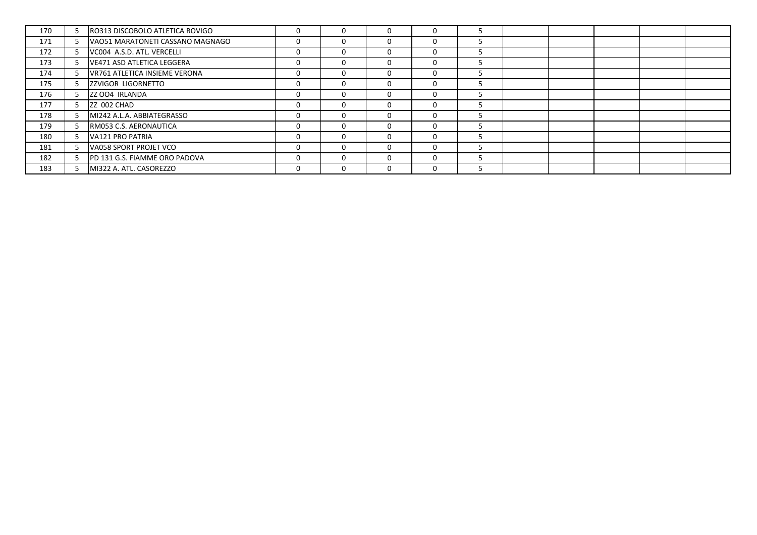| | | | | | | | | | | | | |
|---|---|---|---|---|---|---|---|---|---|---|---|---|
| 170 | 5 | RO313 DISCOBOLO ATLETICA ROVIGO | 0 | 0 | 0 | 0 | 5 | | | | | |
| 171 | 5 | VAO51 MARATONETI CASSANO MAGNAGO | 0 | 0 | 0 | 0 | 5 | | | | | |
| 172 | 5 | VC004 A.S.D. ATL. VERCELLI | 0 | 0 | 0 | 0 | 5 | | | | | |
| 173 | 5 | VE471 ASD ATLETICA LEGGERA | 0 | 0 | 0 | 0 | 5 | | | | | |
| 174 | 5 | VR761 ATLETICA INSIEME VERONA | 0 | 0 | 0 | 0 | 5 | | | | | |
| 175 | 5 | ZZVIGOR LIGORNETTO | 0 | 0 | 0 | 0 | 5 | | | | | |
| 176 | 5 | ZZ OO4 IRLANDA | 0 | 0 | 0 | 0 | 5 | | | | | |
| 177 | 5 | ZZ 002 CHAD | 0 | 0 | 0 | 0 | 5 | | | | | |
| 178 | 5 | MI242 A.L.A. ABBIATEGRASSO | 0 | 0 | 0 | 0 | 5 | | | | | |
| 179 | 5 | RM053 C.S. AERONAUTICA | 0 | 0 | 0 | 0 | 5 | | | | | |
| 180 | 5 | VA121 PRO PATRIA | 0 | 0 | 0 | 0 | 5 | | | | | |
| 181 | 5 | VA058 SPORT PROJET VCO | 0 | 0 | 0 | 0 | 5 | | | | | |
| 182 | 5 | PD 131 G.S. FIAMME ORO PADOVA | 0 | 0 | 0 | 0 | 5 | | | | | |
| 183 | 5 | MI322 A. ATL. CASOREZZO | 0 | 0 | 0 | 0 | 5 | | | | | |